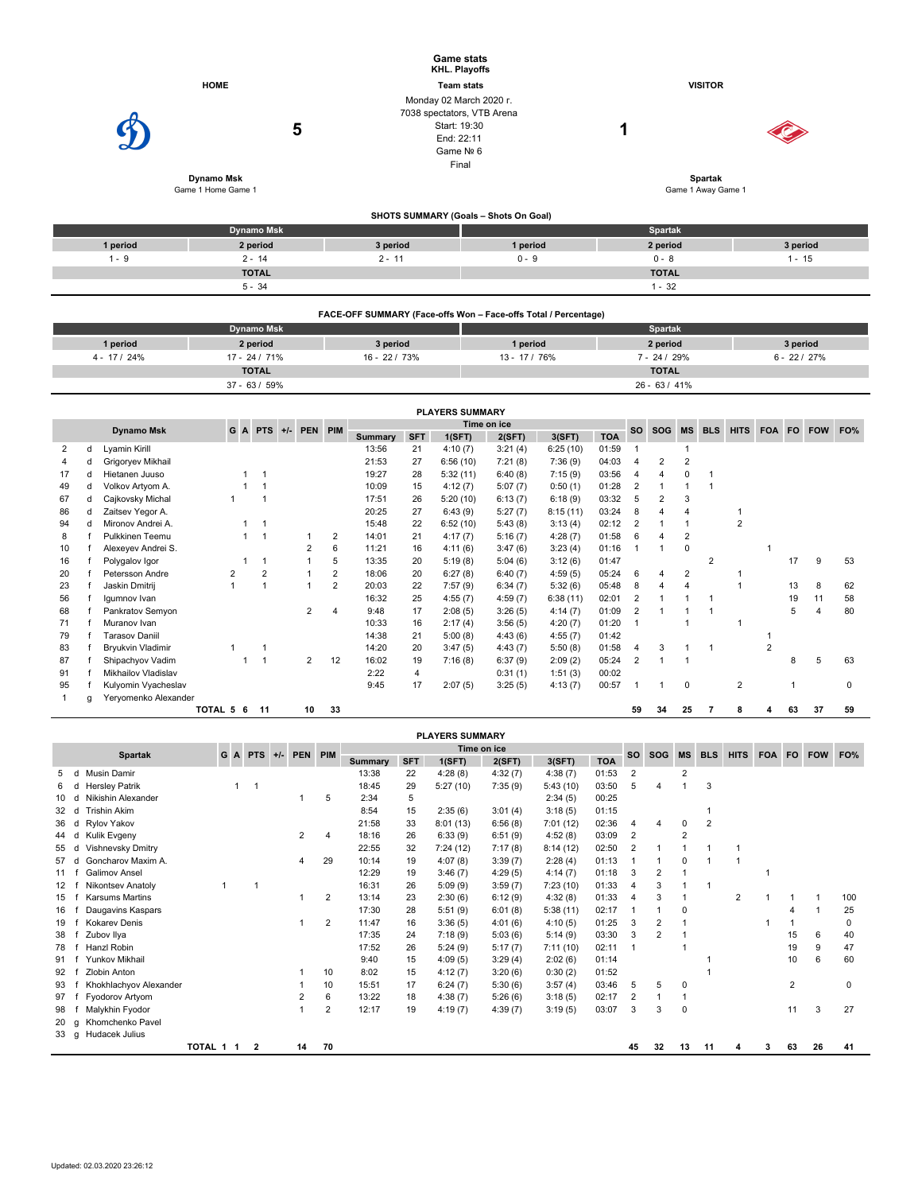# Game stats

**KHL. Playoffs**

**Team stats**

Monday 02 March 2020 г.
7038 spectators, VTB Arena
Start: 19:30
End: 22:11
Game № 6
Final

| HOME | | | VISITOR |
|---|---|---|---|
| **Dynamo Msk** | **5** | **1** | **Spartak** |
| Game 1 Home Game 1 | | | Game 1 Away Game 1 |

## SHOTS SUMMARY (Goals – Shots On Goal)

| Dynamo Msk | | | Spartak | | |
|---|---|---|---|---|---|
| 1 period | 2 period | 3 period | 1 period | 2 period | 3 period |
| 1 - 9 | 2 - 14 | 2 - 11 | 0 - 9 | 0 - 8 | 1 - 15 |
| TOTAL | | | TOTAL | | |
| 5 - 34 | | | 1 - 32 | | |

## FACE-OFF SUMMARY (Face-offs Won – Face-offs Total / Percentage)

| Dynamo Msk | | | Spartak | | |
|---|---|---|---|---|---|
| 1 period | 2 period | 3 period | 1 period | 2 period | 3 period |
| 4 - 17 / 24% | 17 - 24 / 71% | 16 - 22 / 73% | 13 - 17 / 76% | 7 - 24 / 29% | 6 - 22 / 27% |
| TOTAL | | | TOTAL | | |
| 37 - 63 / 59% | | | 26 - 63 / 41% | | |

## PLAYERS SUMMARY

| | | Dynamo Msk | G | A | PTS | +/- | PEN | PIM | Time on ice | | | | | | SO | SOG | MS | BLS | HITS | FOA | FO | FOW | FO% |
|---|---|---|---|---|---|---|---|---|---|---|---|---|---|---|---|---|---|---|---|---|---|---|---|
| | | | | | | | | | Summary | SFT | 1(SFT) | 2(SFT) | 3(SFT) | TOA | | | | | | | | | |
| 2 | d | Lyamin Kirill | | | | | | | 13:56 | 21 | 4:10 (7) | 3:21 (4) | 6:25 (10) | 01:59 | 1 | | 1 | | | | | | |
| 4 | d | Grigoryev Mikhail | | | | | | | 21:53 | 27 | 6:56 (10) | 7:21 (8) | 7:36 (9) | 04:03 | 4 | 2 | 2 | | | | | | |
| 17 | d | Hietanen Juuso | | 1 | 1 | | | | 19:27 | 28 | 5:32 (11) | 6:40 (8) | 7:15 (9) | 03:56 | 4 | 4 | 0 | 1 | | | | | |
| 49 | d | Volkov Artyom A. | | 1 | 1 | | | | 10:09 | 15 | 4:12 (7) | 5:07 (7) | 0:50 (1) | 01:28 | 2 | 1 | 1 | 1 | | | | | |
| 67 | d | Cajkovsky Michal | 1 | | 1 | | | | 17:51 | 26 | 5:20 (10) | 6:13 (7) | 6:18 (9) | 03:32 | 5 | 2 | 3 | | | | | | |
| 86 | d | Zaitsev Yegor A. | | | | | | | 20:25 | 27 | 6:43 (9) | 5:27 (7) | 8:15 (11) | 03:24 | 8 | 4 | 4 | | 1 | | | | |
| 94 | d | Mironov Andrei A. | | 1 | 1 | | | | 15:48 | 22 | 6:52 (10) | 5:43 (8) | 3:13 (4) | 02:12 | 2 | 1 | 1 | | 2 | | | | |
| 8 | f | Pulkkinen Teemu | | 1 | 1 | | 1 | 2 | 14:01 | 21 | 4:17 (7) | 5:16 (7) | 4:28 (7) | 01:58 | 6 | 4 | 2 | | | | | | |
| 10 | f | Alexeyev Andrei S. | | | | | 2 | 6 | 11:21 | 16 | 4:11 (6) | 3:47 (6) | 3:23 (4) | 01:16 | 1 | 1 | 0 | | | 1 | | | |
| 16 | f | Polygalov Igor | | 1 | 1 | | 1 | 5 | 13:35 | 20 | 5:19 (8) | 5:04 (6) | 3:12 (6) | 01:47 | | | | 2 | | | 17 | 9 | 53 |
| 20 | f | Petersson Andre | 2 | | 2 | | 1 | 2 | 18:06 | 20 | 6:27 (8) | 6:40 (7) | 4:59 (5) | 05:24 | 6 | 4 | 2 | | 1 | | | | |
| 23 | f | Jaskin Dmitrij | 1 | | 1 | | 1 | 2 | 20:03 | 22 | 7:57 (9) | 6:34 (7) | 5:32 (6) | 05:48 | 8 | 4 | 4 | | 1 | | 13 | 8 | 62 |
| 56 | f | Igumnov Ivan | | | | | | | 16:32 | 25 | 4:55 (7) | 4:59 (7) | 6:38 (11) | 02:01 | 2 | 1 | 1 | 1 | | | 19 | 11 | 58 |
| 68 | f | Pankratov Semyon | | | | | 2 | 4 | 9:48 | 17 | 2:08 (5) | 3:26 (5) | 4:14 (7) | 01:09 | 2 | 1 | 1 | 1 | | | 5 | 4 | 80 |
| 71 | f | Muranov Ivan | | | | | | | 10:33 | 16 | 2:17 (4) | 3:56 (5) | 4:20 (7) | 01:20 | 1 | | 1 | | 1 | | | | |
| 79 | f | Tarasov Daniil | | | | | | | 14:38 | 21 | 5:00 (8) | 4:43 (6) | 4:55 (7) | 01:42 | | | | | | 1 | | | |
| 83 | f | Bryukvin Vladimir | 1 | | 1 | | | | 14:20 | 20 | 3:47 (5) | 4:43 (7) | 5:50 (8) | 01:58 | 4 | 3 | 1 | 1 | | 2 | | | |
| 87 | f | Shipachyov Vadim | | 1 | 1 | | 2 | 12 | 16:02 | 19 | 7:16 (8) | 6:37 (9) | 2:09 (2) | 05:24 | 2 | 1 | 1 | | | | 8 | 5 | 63 |
| 91 | f | Mikhailov Vladislav | | | | | | | 2:22 | 4 | | 0:31 (1) | 1:51 (3) | 00:02 | | | | | | | | | |
| 95 | f | Kulyomin Vyacheslav | | | | | | | 9:45 | 17 | 2:07 (5) | 3:25 (5) | 4:13 (7) | 00:57 | 1 | 1 | 0 | | 2 | | 1 | | 0 |
| 1 | g | Yeryomenko Alexander | | | | | | | | | | | | | | | | | | | | | |
| | | TOTAL | 5 | 6 | 11 | | 10 | 33 | | | | | | | 59 | 34 | 25 | 7 | 8 | 4 | 63 | 37 | 59 |

## PLAYERS SUMMARY

| | | Spartak | G | A | PTS | +/- | PEN | PIM | Time on ice | | | | | | SO | SOG | MS | BLS | HITS | FOA | FO | FOW | FO% |
|---|---|---|---|---|---|---|---|---|---|---|---|---|---|---|---|---|---|---|---|---|---|---|---|
| | | | | | | | | | Summary | SFT | 1(SFT) | 2(SFT) | 3(SFT) | TOA | | | | | | | | | |
| 5 | d | Musin Damir | | | | | | | 13:38 | 22 | 4:28 (8) | 4:32 (7) | 4:38 (7) | 01:53 | 2 | | 2 | | | | | | |
| 6 | d | Hersley Patrik | | 1 | 1 | | | | 18:45 | 29 | 5:27 (10) | 7:35 (9) | 5:43 (10) | 03:50 | 5 | 4 | 1 | 3 | | | | | |
| 10 | d | Nikishin Alexander | | | | | 1 | 5 | 2:34 | 5 | | | 2:34 (5) | 00:25 | | | | | | | | | |
| 32 | d | Trishin Akim | | | | | | | 8:54 | 15 | 2:35 (6) | 3:01 (4) | 3:18 (5) | 01:15 | | | | 1 | | | | | |
| 36 | d | Rylov Yakov | | | | | | | 21:58 | 33 | 8:01 (13) | 6:56 (8) | 7:01 (12) | 02:36 | 4 | 4 | 0 | 2 | | | | | |
| 44 | d | Kulik Evgeny | | | | | 2 | 4 | 18:16 | 26 | 6:33 (9) | 6:51 (9) | 4:52 (8) | 03:09 | 2 | | 2 | | | | | | |
| 55 | d | Vishnevsky Dmitry | | | | | | | 22:55 | 32 | 7:24 (12) | 7:17 (8) | 8:14 (12) | 02:50 | 2 | 1 | 1 | 1 | 1 | | | | |
| 57 | d | Goncharov Maxim A. | | | | | 4 | 29 | 10:14 | 19 | 4:07 (8) | 3:39 (7) | 2:28 (4) | 01:13 | 1 | 1 | 0 | 1 | 1 | | | | |
| 11 | f | Galimov Ansel | | | | | | | 12:29 | 19 | 3:46 (7) | 4:29 (5) | 4:14 (7) | 01:18 | 3 | 2 | 1 | | | 1 | | | |
| 12 | f | Nikontsev Anatoly | 1 | | 1 | | | | 16:31 | 26 | 5:09 (9) | 3:59 (7) | 7:23 (10) | 01:33 | 4 | 3 | 1 | 1 | | | | | |
| 15 | f | Karsums Martins | | | | | 1 | 2 | 13:14 | 23 | 2:30 (6) | 6:12 (9) | 4:32 (8) | 01:33 | 4 | 3 | 1 | | 2 | 1 | 1 | 1 | 100 |
| 16 | f | Daugavins Kaspars | | | | | | | 17:30 | 28 | 5:51 (9) | 6:01 (8) | 5:38 (11) | 02:17 | 1 | 1 | 0 | | | | 4 | 1 | 25 |
| 19 | f | Kokarev Denis | | | | | 1 | 2 | 11:47 | 16 | 3:36 (5) | 4:01 (6) | 4:10 (5) | 01:25 | 3 | 2 | 1 | | | 1 | 1 | | 0 |
| 38 | f | Zubov Ilya | | | | | | | 17:35 | 24 | 7:18 (9) | 5:03 (6) | 5:14 (9) | 03:30 | 3 | 2 | 1 | | | | 15 | 6 | 40 |
| 78 | f | Hanzl Robin | | | | | | | 17:52 | 26 | 5:24 (9) | 5:17 (7) | 7:11 (10) | 02:11 | 1 | | 1 | | | | 19 | 9 | 47 |
| 91 | f | Yunkov Mikhail | | | | | | | 9:40 | 15 | 4:09 (5) | 3:29 (4) | 2:02 (6) | 01:14 | | | | 1 | | | 10 | 6 | 60 |
| 92 | f | Zlobin Anton | | | | | 1 | 10 | 8:02 | 15 | 4:12 (7) | 3:20 (6) | 0:30 (2) | 01:52 | | | | 1 | | | | | |
| 93 | f | Khokhlachyov Alexander | | | | | 1 | 10 | 15:51 | 17 | 6:24 (7) | 5:30 (6) | 3:57 (4) | 03:46 | 5 | 5 | 0 | | | | 2 | | 0 |
| 97 | f | Fyodorov Artyom | | | | | 2 | 6 | 13:22 | 18 | 4:38 (7) | 5:26 (6) | 3:18 (5) | 02:17 | 2 | 1 | 1 | | | | | | |
| 98 | f | Malykhin Fyodor | | | | | 1 | 2 | 12:17 | 19 | 4:19 (7) | 4:39 (7) | 3:19 (5) | 03:07 | 3 | 3 | 0 | | | | 11 | 3 | 27 |
| 20 | g | Khomchenko Pavel | | | | | | | | | | | | | | | | | | | | | |
| 33 | g | Hudacek Julius | | | | | | | | | | | | | | | | | | | | | |
| | | TOTAL | 1 | 1 | 2 | | 14 | 70 | | | | | | | 45 | 32 | 13 | 11 | 4 | 3 | 63 | 26 | 41 |

Updated: 02.03.2020 23:26:12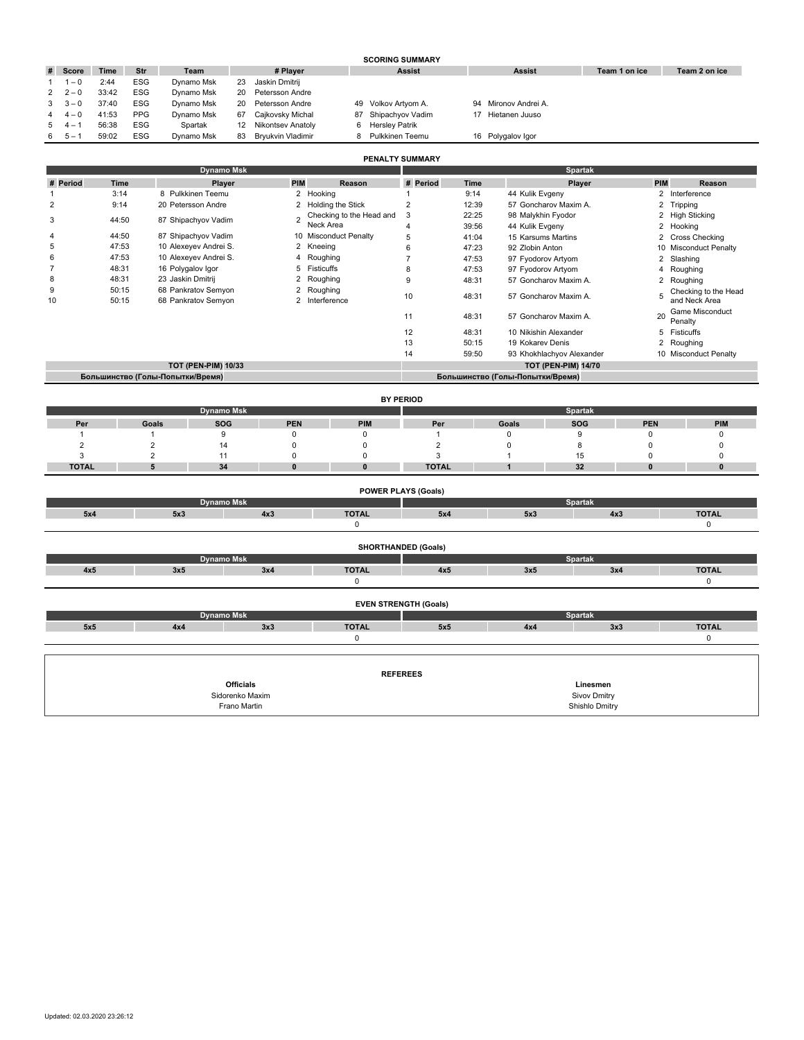## SCORING SUMMARY

| # | Score | Time | Str | Team | # Player | Assist | Assist | Team 1 on ice | Team 2 on ice |
|---|---|---|---|---|---|---|---|---|---|
| 1 | 1 – 0 | 2:44 | ESG | Dynamo Msk | 23 Jaskin Dmitrij | | | | |
| 2 | 2 – 0 | 33:42 | ESG | Dynamo Msk | 20 Petersson Andre | | | | |
| 3 | 3 – 0 | 37:40 | ESG | Dynamo Msk | 20 Petersson Andre | 49 Volkov Artyom A. | 94 Mironov Andrei A. | | |
| 4 | 4 – 0 | 41:53 | PPG | Dynamo Msk | 67 Cajkovsky Michal | 87 Shipachyov Vadim | 17 Hietanen Juuso | | |
| 5 | 4 – 1 | 56:38 | ESG | Spartak | 12 Nikontsev Anatoly | 6 Hersley Patrik | | | |
| 6 | 5 – 1 | 59:02 | ESG | Dynamo Msk | 83 Bryukvin Vladimir | 8 Pulkkinen Teemu | 16 Polygalov Igor | | |

## PENALTY SUMMARY

### Dynamo Msk

| # Period | Time | Player | PIM | Reason |
|---|---|---|---|---|
| 1 | 3:14 | 8 Pulkkinen Teemu | 2 | Hooking |
| 2 | 9:14 | 20 Petersson Andre | 2 | Holding the Stick |
| 3 | 44:50 | 87 Shipachyov Vadim | 2 | Checking to the Head and Neck Area |
| 4 | 44:50 | 87 Shipachyov Vadim | 10 | Misconduct Penalty |
| 5 | 47:53 | 10 Alexeyev Andrei S. | 2 | Kneeing |
| 6 | 47:53 | 10 Alexeyev Andrei S. | 4 | Roughing |
| 7 | 48:31 | 16 Polygalov Igor | 5 | Fisticuffs |
| 8 | 48:31 | 23 Jaskin Dmitrij | 2 | Roughing |
| 9 | 50:15 | 68 Pankratov Semyon | 2 | Roughing |
| 10 | 50:15 | 68 Pankratov Semyon | 2 | Interference |

TOT (PEN-PIM) 10/33

Большинство (Голы-Попытки/Время)

### Spartak

| # Period | Time | Player | PIM | Reason |
|---|---|---|---|---|
| 1 | 9:14 | 44 Kulik Evgeny | 2 | Interference |
| 2 | 12:39 | 57 Goncharov Maxim A. | 2 | Tripping |
| 3 | 22:25 | 98 Malykhin Fyodor | 2 | High Sticking |
| 4 | 39:56 | 44 Kulik Evgeny | 2 | Hooking |
| 5 | 41:04 | 15 Karsums Martins | 2 | Cross Checking |
| 6 | 47:23 | 92 Zlobin Anton | 10 | Misconduct Penalty |
| 7 | 47:53 | 97 Fyodorov Artyom | 2 | Slashing |
| 8 | 47:53 | 97 Fyodorov Artyom | 4 | Roughing |
| 9 | 48:31 | 57 Goncharov Maxim A. | 2 | Roughing |
| 10 | 48:31 | 57 Goncharov Maxim A. | 5 | Checking to the Head and Neck Area |
| 11 | 48:31 | 57 Goncharov Maxim A. | 20 | Game Misconduct Penalty |
| 12 | 48:31 | 10 Nikishin Alexander | 5 | Fisticuffs |
| 13 | 50:15 | 19 Kokarev Denis | 2 | Roughing |
| 14 | 59:50 | 93 Khokhlachyov Alexander | 10 | Misconduct Penalty |

TOT (PEN-PIM) 14/70

Большинство (Голы-Попытки/Время)

## BY PERIOD

| Dynamo Msk | | | | | Spartak | | | | |
|---|---|---|---|---|---|---|---|---|---|
| Per | Goals | SOG | PEN | PIM | Per | Goals | SOG | PEN | PIM |
| 1 | 1 | 9 | 0 | 0 | 1 | 0 | 9 | 0 | 0 |
| 2 | 2 | 14 | 0 | 0 | 2 | 0 | 8 | 0 | 0 |
| 3 | 2 | 11 | 0 | 0 | 3 | 1 | 15 | 0 | 0 |
| **TOTAL** | **5** | **34** | **0** | **0** | **TOTAL** | **1** | **32** | **0** | **0** |

## POWER PLAYS (Goals)

| Dynamo Msk | | | | Spartak | | | |
|---|---|---|---|---|---|---|---|
| 5x4 | 5x3 | 4x3 | TOTAL | 5x4 | 5x3 | 4x3 | TOTAL |
| | | | 0 | | | | 0 |

## SHORTHANDED (Goals)

| Dynamo Msk | | | | Spartak | | | |
|---|---|---|---|---|---|---|---|
| 4x5 | 3x5 | 3x4 | TOTAL | 4x5 | 3x5 | 3x4 | TOTAL |
| | | | 0 | | | | 0 |

## EVEN STRENGTH (Goals)

| Dynamo Msk | | | | Spartak | | | |
|---|---|---|---|---|---|---|---|
| 5x5 | 4x4 | 3x3 | TOTAL | 5x5 | 4x4 | 3x3 | TOTAL |
| | | | 0 | | | | 0 |

## REFEREES

| Officials | Linesmen |
|---|---|
| Sidorenko Maxim | Sivov Dmitry |
| Frano Martin | Shishlo Dmitry |

Updated: 02.03.2020 23:26:12